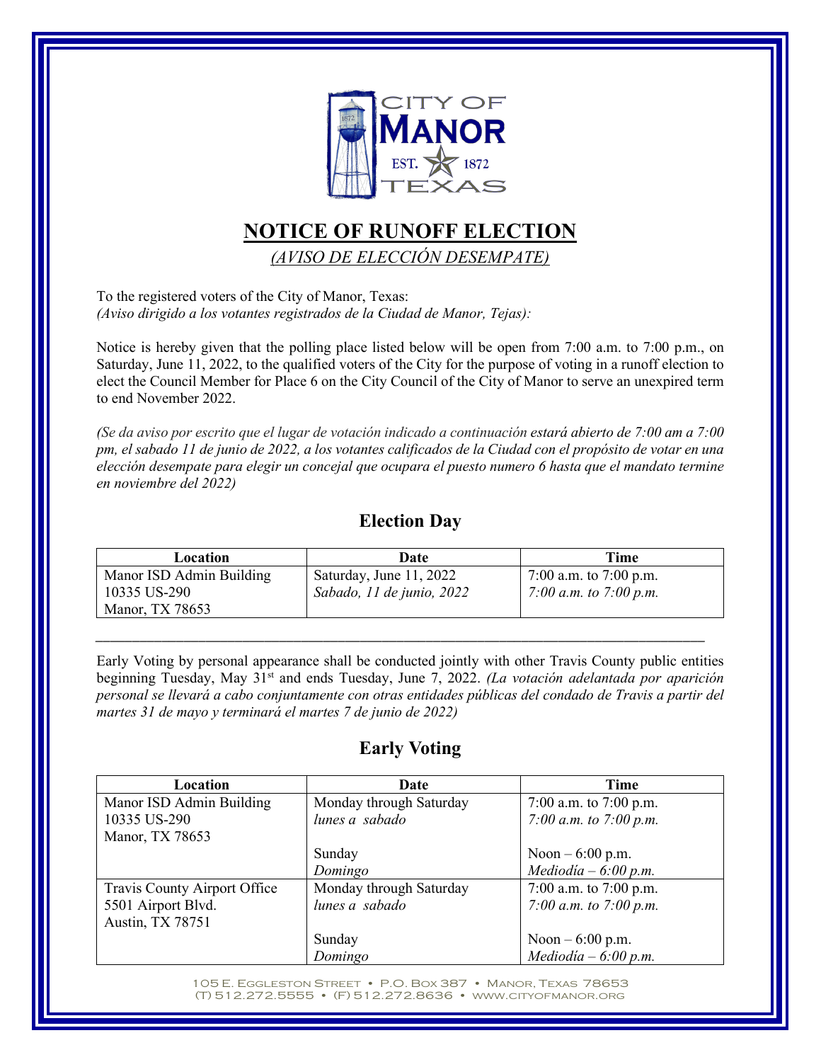CITY OF MANOR EST. 1872 TEXAS

# NOTICE OF RUNOFF ELECTION

*(AVISO DE ELECCIÓN DESEMPATE)*

To the registered voters of the City of Manor, Texas:
*(Aviso dirigido a los votantes registrados de la Ciudad de Manor, Tejas):*

Notice is hereby given that the polling place listed below will be open from 7:00 a.m. to 7:00 p.m., on Saturday, June 11, 2022, to the qualified voters of the City for the purpose of voting in a runoff election to elect the Council Member for Place 6 on the City Council of the City of Manor to serve an unexpired term to end November 2022.

*(Se da aviso por escrito que el lugar de votación indicado a continuación estará abierto de 7:00 am a 7:00 pm, el sabado 11 de junio de 2022, a los votantes calificados de la Ciudad con el propósito de votar en una elección desempate para elegir un concejal que ocupara el puesto numero 6 hasta que el mandato termine en noviembre del 2022)*

## Election Day

| Location | Date | Time |
|---|---|---|
| Manor ISD Admin Building<br>10335 US-290<br>Manor, TX 78653 | Saturday, June 11, 2022<br>*Sabado, 11 de junio, 2022* | 7:00 a.m. to 7:00 p.m.<br>*7:00 a.m. to 7:00 p.m.* |

---

Early Voting by personal appearance shall be conducted jointly with other Travis County public entities beginning Tuesday, May 31st and ends Tuesday, June 7, 2022. *(La votación adelantada por aparición personal se llevará a cabo conjuntamente con otras entidades públicas del condado de Travis a partir del martes 31 de mayo y terminará el martes 7 de junio de 2022)*

## Early Voting

| Location | Date | Time |
|---|---|---|
| Manor ISD Admin Building<br>10335 US-290<br>Manor, TX 78653 | Monday through Saturday<br>*lunes a sabado*<br><br>Sunday<br>*Domingo* | 7:00 a.m. to 7:00 p.m.<br>*7:00 a.m. to 7:00 p.m.*<br><br>Noon – 6:00 p.m.<br>*Mediodía – 6:00 p.m.* |
| Travis County Airport Office<br>5501 Airport Blvd.<br>Austin, TX 78751 | Monday through Saturday<br>*lunes a sabado*<br><br>Sunday<br>*Domingo* | 7:00 a.m. to 7:00 p.m.<br>*7:00 a.m. to 7:00 p.m.*<br><br>Noon – 6:00 p.m.<br>*Mediodía – 6:00 p.m.* |

105 E. Eggleston Street • P.O. Box 387 • Manor, Texas 78653
(T) 512.272.5555 • (F) 512.272.8636 • www.cityofmanor.org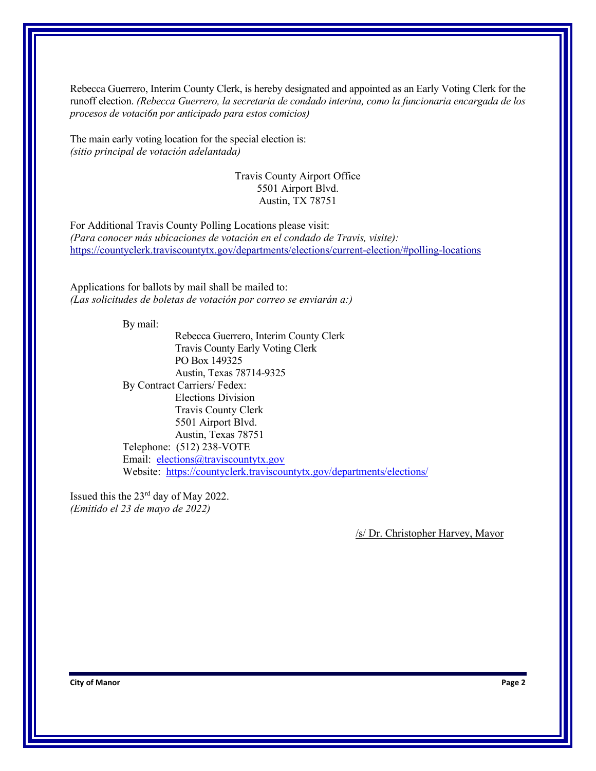Rebecca Guerrero, Interim County Clerk, is hereby designated and appointed as an Early Voting Clerk for the runoff election. *(Rebecca Guerrero, la secretaria de condado interina, como la funcionaria encargada de los procesos de votaci6n por anticipado para estos comicios)*

The main early voting location for the special election is:
*(sitio principal de votación adelantada)*

Travis County Airport Office
5501 Airport Blvd.
Austin, TX 78751

For Additional Travis County Polling Locations please visit:
*(Para conocer más ubicaciones de votación en el condado de Travis, visite):*
https://countyclerk.traviscountytx.gov/departments/elections/current-election/#polling-locations

Applications for ballots by mail shall be mailed to:
*(Las solicitudes de boletas de votación por correo se enviarán a:)*

By mail:
Rebecca Guerrero, Interim County Clerk
Travis County Early Voting Clerk
PO Box 149325
Austin, Texas 78714-9325

By Contract Carriers/ Fedex:
Elections Division
Travis County Clerk
5501 Airport Blvd.
Austin, Texas 78751

Telephone: (512) 238-VOTE
Email: elections@traviscountytx.gov
Website: https://countyclerk.traviscountytx.gov/departments/elections/

Issued this the 23rd day of May 2022.
*(Emitido el 23 de mayo de 2022)*

/s/ Dr. Christopher Harvey, Mayor